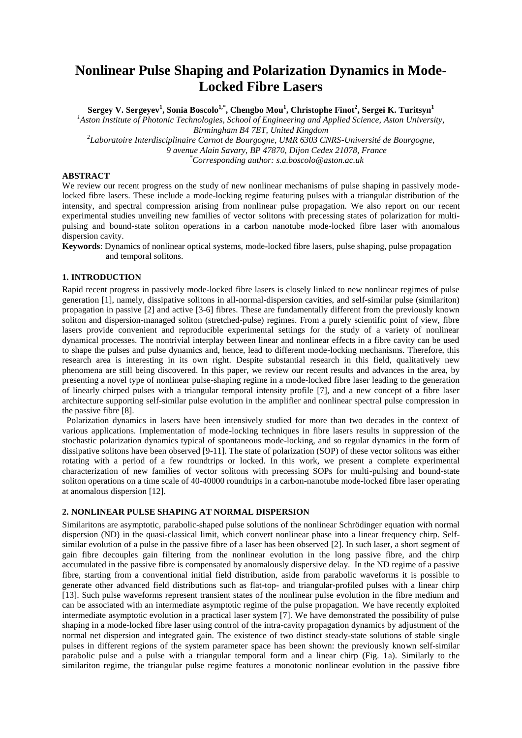# Nonlinear Pulse Shaping and Polarization Dynamics in Mode-Locked Fibre Lasers

**Sergey V. Sergeyev[1], Sonia Boscolo[1,*], Chengbo Mou[1], Christophe Finot[2], Sergei K. Turitsyn[1]**

[1] *Aston Institute of Photonic Technologies, School of Engineering and Applied Science, Aston University, Birmingham B4 7ET, United Kingdom*

[2] *Laboratoire Interdisciplinaire Carnot de Bourgogne, UMR 6303 CNRS-Université de Bourgogne, 9 avenue Alain Savary, BP 47870, Dijon Cedex 21078, France*

[*] *Corresponding author: s.a.boscolo@aston.ac.uk*

**ABSTRACT**

We review our recent progress on the study of new nonlinear mechanisms of pulse shaping in passively mode-locked fibre lasers. These include a mode-locking regime featuring pulses with a triangular distribution of the intensity, and spectral compression arising from nonlinear pulse propagation. We also report on our recent experimental studies unveiling new families of vector solitons with precessing states of polarization for multi-pulsing and bound-state soliton operations in a carbon nanotube mode-locked fibre laser with anomalous dispersion cavity.

**Keywords**: Dynamics of nonlinear optical systems, mode-locked fibre lasers, pulse shaping, pulse propagation and temporal solitons.

## 1. INTRODUCTION

Rapid recent progress in passively mode-locked fibre lasers is closely linked to new nonlinear regimes of pulse generation [1], namely, dissipative solitons in all-normal-dispersion cavities, and self-similar pulse (similariton) propagation in passive [2] and active [3-6] fibres. These are fundamentally different from the previously known soliton and dispersion-managed soliton (stretched-pulse) regimes. From a purely scientific point of view, fibre lasers provide convenient and reproducible experimental settings for the study of a variety of nonlinear dynamical processes. The nontrivial interplay between linear and nonlinear effects in a fibre cavity can be used to shape the pulses and pulse dynamics and, hence, lead to different mode-locking mechanisms. Therefore, this research area is interesting in its own right. Despite substantial research in this field, qualitatively new phenomena are still being discovered. In this paper, we review our recent results and advances in the area, by presenting a novel type of nonlinear pulse-shaping regime in a mode-locked fibre laser leading to the generation of linearly chirped pulses with a triangular temporal intensity profile [7], and a new concept of a fibre laser architecture supporting self-similar pulse evolution in the amplifier and nonlinear spectral pulse compression in the passive fibre [8].

Polarization dynamics in lasers have been intensively studied for more than two decades in the context of various applications. Implementation of mode-locking techniques in fibre lasers results in suppression of the stochastic polarization dynamics typical of spontaneous mode-locking, and so regular dynamics in the form of dissipative solitons have been observed [9-11]. The state of polarization (SOP) of these vector solitons was either rotating with a period of a few roundtrips or locked. In this work, we present a complete experimental characterization of new families of vector solitons with precessing SOPs for multi-pulsing and bound-state soliton operations on a time scale of 40-40000 roundtrips in a carbon-nanotube mode-locked fibre laser operating at anomalous dispersion [12].

## 2. NONLINEAR PULSE SHAPING AT NORMAL DISPERSION

Similaritons are asymptotic, parabolic-shaped pulse solutions of the nonlinear Schrödinger equation with normal dispersion (ND) in the quasi-classical limit, which convert nonlinear phase into a linear frequency chirp. Self-similar evolution of a pulse in the passive fibre of a laser has been observed [2]. In such laser, a short segment of gain fibre decouples gain filtering from the nonlinear evolution in the long passive fibre, and the chirp accumulated in the passive fibre is compensated by anomalously dispersive delay. In the ND regime of a passive fibre, starting from a conventional initial field distribution, aside from parabolic waveforms it is possible to generate other advanced field distributions such as flat-top- and triangular-profiled pulses with a linear chirp [13]. Such pulse waveforms represent transient states of the nonlinear pulse evolution in the fibre medium and can be associated with an intermediate asymptotic regime of the pulse propagation. We have recently exploited intermediate asymptotic evolution in a practical laser system [7]. We have demonstrated the possibility of pulse shaping in a mode-locked fibre laser using control of the intra-cavity propagation dynamics by adjustment of the normal net dispersion and integrated gain. The existence of two distinct steady-state solutions of stable single pulses in different regions of the system parameter space has been shown: the previously known self-similar parabolic pulse and a pulse with a triangular temporal form and a linear chirp (Fig. 1a). Similarly to the similariton regime, the triangular pulse regime features a monotonic nonlinear evolution in the passive fibre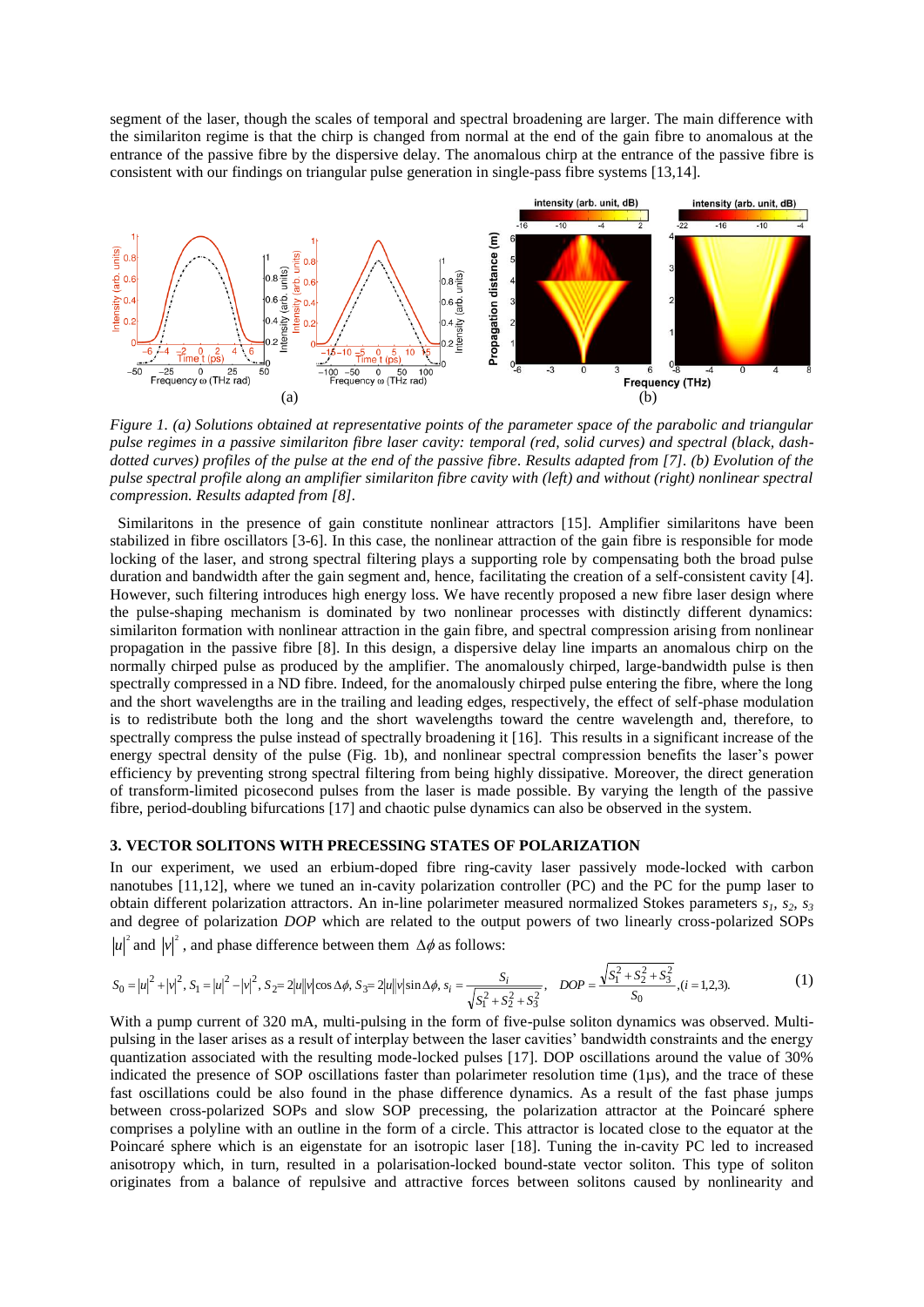segment of the laser, though the scales of temporal and spectral broadening are larger. The main difference with the similariton regime is that the chirp is changed from normal at the end of the gain fibre to anomalous at the entrance of the passive fibre by the dispersive delay. The anomalous chirp at the entrance of the passive fibre is consistent with our findings on triangular pulse generation in single-pass fibre systems [13,14].

*Figure 1. (a) Solutions obtained at representative points of the parameter space of the parabolic and triangular pulse regimes in a passive similariton fibre laser cavity: temporal (red, solid curves) and spectral (black, dash-dotted curves) profiles of the pulse at the end of the passive fibre. Results adapted from [7]. (b) Evolution of the pulse spectral profile along an amplifier similariton fibre cavity with (left) and without (right) nonlinear spectral compression. Results adapted from [8].*

Similaritons in the presence of gain constitute nonlinear attractors [15]. Amplifier similaritons have been stabilized in fibre oscillators [3-6]. In this case, the nonlinear attraction of the gain fibre is responsible for mode locking of the laser, and strong spectral filtering plays a supporting role by compensating both the broad pulse duration and bandwidth after the gain segment and, hence, facilitating the creation of a self-consistent cavity [4]. However, such filtering introduces high energy loss. We have recently proposed a new fibre laser design where the pulse-shaping mechanism is dominated by two nonlinear processes with distinctly different dynamics: similariton formation with nonlinear attraction in the gain fibre, and spectral compression arising from nonlinear propagation in the passive fibre [8]. In this design, a dispersive delay line imparts an anomalous chirp on the normally chirped pulse as produced by the amplifier. The anomalously chirped, large-bandwidth pulse is then spectrally compressed in a ND fibre. Indeed, for the anomalously chirped pulse entering the fibre, where the long and the short wavelengths are in the trailing and leading edges, respectively, the effect of self-phase modulation is to redistribute both the long and the short wavelengths toward the centre wavelength and, therefore, to spectrally compress the pulse instead of spectrally broadening it [16]. This results in a significant increase of the energy spectral density of the pulse (Fig. 1b), and nonlinear spectral compression benefits the laser's power efficiency by preventing strong spectral filtering from being highly dissipative. Moreover, the direct generation of transform-limited picosecond pulses from the laser is made possible. By varying the length of the passive fibre, period-doubling bifurcations [17] and chaotic pulse dynamics can also be observed in the system.

## 3. VECTOR SOLITONS WITH PRECESSING STATES OF POLARIZATION

In our experiment, we used an erbium-doped fibre ring-cavity laser passively mode-locked with carbon nanotubes [11,12], where we tuned an in-cavity polarization controller (PC) and the PC for the pump laser to obtain different polarization attractors. An in-line polarimeter measured normalized Stokes parameters $s_1$, $s_2$, $s_3$ and degree of polarization *DOP* which are related to the output powers of two linearly cross-polarized SOPs $|u|^2$ and $|v|^2$, and phase difference between them $\Delta\phi$ as follows:

$$S_0 = |u|^2 + |v|^2,\ S_1 = |u|^2 - |v|^2,\ S_2 = 2|u||v|\cos\Delta\phi,\ S_3 = 2|u||v|\sin\Delta\phi,\ s_i = \frac{S_i}{\sqrt{S_1^2 + S_2^2 + S_3^2}},\quad DOP = \frac{\sqrt{S_1^2 + S_2^2 + S_3^2}}{S_0}, (i = 1,2,3). \tag{1}$$

With a pump current of 320 mA, multi-pulsing in the form of five-pulse soliton dynamics was observed. Multi-pulsing in the laser arises as a result of interplay between the laser cavities' bandwidth constraints and the energy quantization associated with the resulting mode-locked pulses [17]. DOP oscillations around the value of 30% indicated the presence of SOP oscillations faster than polarimeter resolution time (1μs), and the trace of these fast oscillations could be also found in the phase difference dynamics. As a result of the fast phase jumps between cross-polarized SOPs and slow SOP precessing, the polarization attractor at the Poincaré sphere comprises a polyline with an outline in the form of a circle. This attractor is located close to the equator at the Poincaré sphere which is an eigenstate for an isotropic laser [18]. Tuning the in-cavity PC led to increased anisotropy which, in turn, resulted in a polarisation-locked bound-state vector soliton. This type of soliton originates from a balance of repulsive and attractive forces between solitons caused by nonlinearity and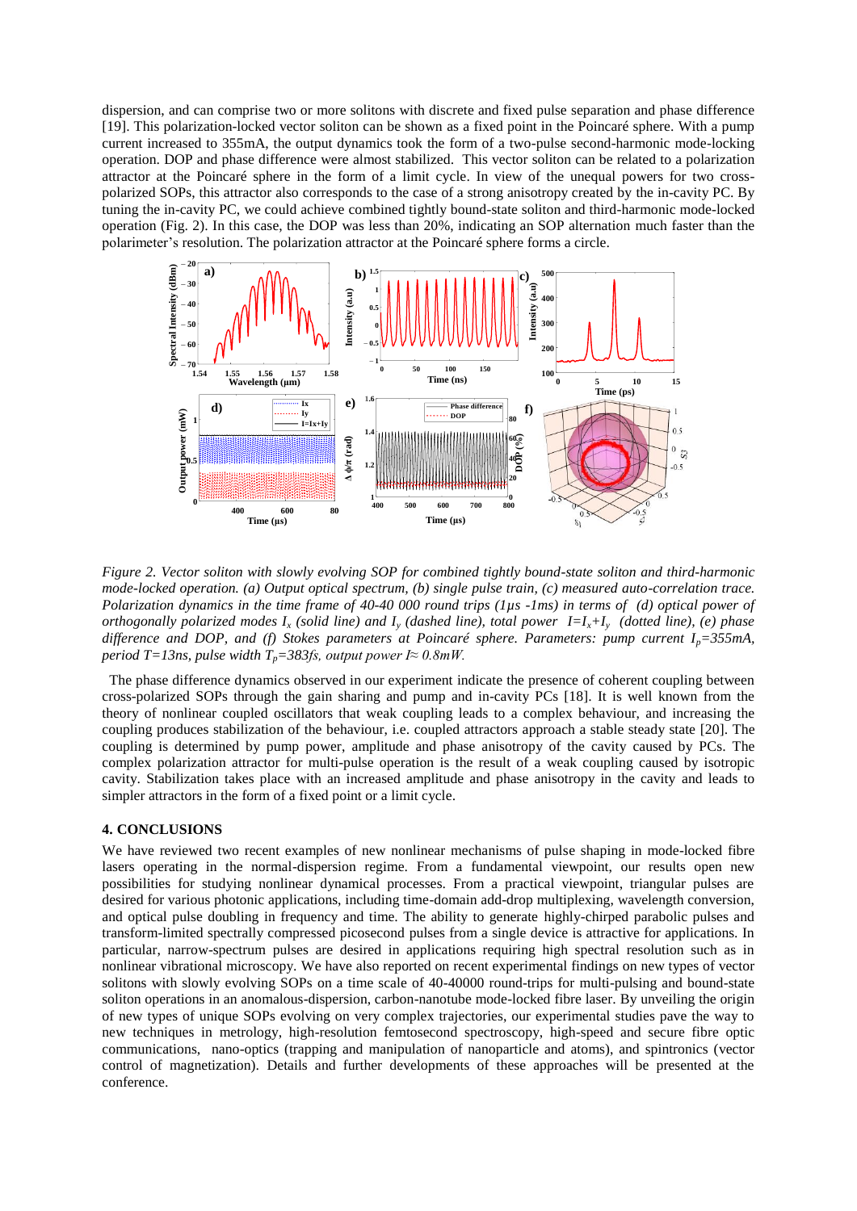dispersion, and can comprise two or more solitons with discrete and fixed pulse separation and phase difference [19]. This polarization-locked vector soliton can be shown as a fixed point in the Poincaré sphere. With a pump current increased to 355mA, the output dynamics took the form of a two-pulse second-harmonic mode-locking operation. DOP and phase difference were almost stabilized. This vector soliton can be related to a polarization attractor at the Poincaré sphere in the form of a limit cycle. In view of the unequal powers for two cross-polarized SOPs, this attractor also corresponds to the case of a strong anisotropy created by the in-cavity PC. By tuning the in-cavity PC, we could achieve combined tightly bound-state soliton and third-harmonic mode-locked operation (Fig. 2). In this case, the DOP was less than 20%, indicating an SOP alternation much faster than the polarimeter's resolution. The polarization attractor at the Poincaré sphere forms a circle.

a)
Spectral Intensity (dBm)
−20
−30
−40
−50
−60
−70
1.54
1.55
1.56
1.57
1.58
Wavelength (μm)

b)
Intensity (a.u)
1.5
1
0.5
0
−0.5
−1
0
50
100
150
Time (ns)

c)
Intensity (a.u)
500
400
300
200
100
0
5
10
15
Time (ps)

d)
Output power (mW)
Ix
Iy
I=Ix+Iy
1
0.5
0
400
600
80
Time (μs)

e)
Δ ϕ/π (rad)
1.6
1.4
1.2
1
Phase difference
DOP
DOP (%)
80
60
40
20
0
400
500
600
700
800
Time (μs)

f)
1
0.5
0
−0.5
S3
S1
S2
−0.5
0
0.5
0.5
0
−0.5

*Figure 2. Vector soliton with slowly evolving SOP for combined tightly bound-state soliton and third-harmonic mode-locked operation. (a) Output optical spectrum, (b) single pulse train, (c) measured auto-correlation trace. Polarization dynamics in the time frame of 40-40 000 round trips (1μs -1ms) in terms of (d) optical power of orthogonally polarized modes $I_x$ (solid line) and $I_y$ (dashed line), total power $I=I_x+I_y$ (dotted line), (e) phase difference and DOP, and (f) Stokes parameters at Poincaré sphere. Parameters: pump current $I_p$=355mA, period T=13ns, pulse width $T_p$=383fs, output power $I\approx 0.8mW$.*

The phase difference dynamics observed in our experiment indicate the presence of coherent coupling between cross-polarized SOPs through the gain sharing and pump and in-cavity PCs [18]. It is well known from the theory of nonlinear coupled oscillators that weak coupling leads to a complex behaviour, and increasing the coupling produces stabilization of the behaviour, i.e. coupled attractors approach a stable steady state [20]. The coupling is determined by pump power, amplitude and phase anisotropy of the cavity caused by PCs. The complex polarization attractor for multi-pulse operation is the result of a weak coupling caused by isotropic cavity. Stabilization takes place with an increased amplitude and phase anisotropy in the cavity and leads to simpler attractors in the form of a fixed point or a limit cycle.

### 4. CONCLUSIONS

We have reviewed two recent examples of new nonlinear mechanisms of pulse shaping in mode-locked fibre lasers operating in the normal-dispersion regime. From a fundamental viewpoint, our results open new possibilities for studying nonlinear dynamical processes. From a practical viewpoint, triangular pulses are desired for various photonic applications, including time-domain add-drop multiplexing, wavelength conversion, and optical pulse doubling in frequency and time. The ability to generate highly-chirped parabolic pulses and transform-limited spectrally compressed picosecond pulses from a single device is attractive for applications. In particular, narrow-spectrum pulses are desired in applications requiring high spectral resolution such as in nonlinear vibrational microscopy. We have also reported on recent experimental findings on new types of vector solitons with slowly evolving SOPs on a time scale of 40-40000 round-trips for multi-pulsing and bound-state soliton operations in an anomalous-dispersion, carbon-nanotube mode-locked fibre laser. By unveiling the origin of new types of unique SOPs evolving on very complex trajectories, our experimental studies pave the way to new techniques in metrology, high-resolution femtosecond spectroscopy, high-speed and secure fibre optic communications, nano-optics (trapping and manipulation of nanoparticle and atoms), and spintronics (vector control of magnetization). Details and further developments of these approaches will be presented at the conference.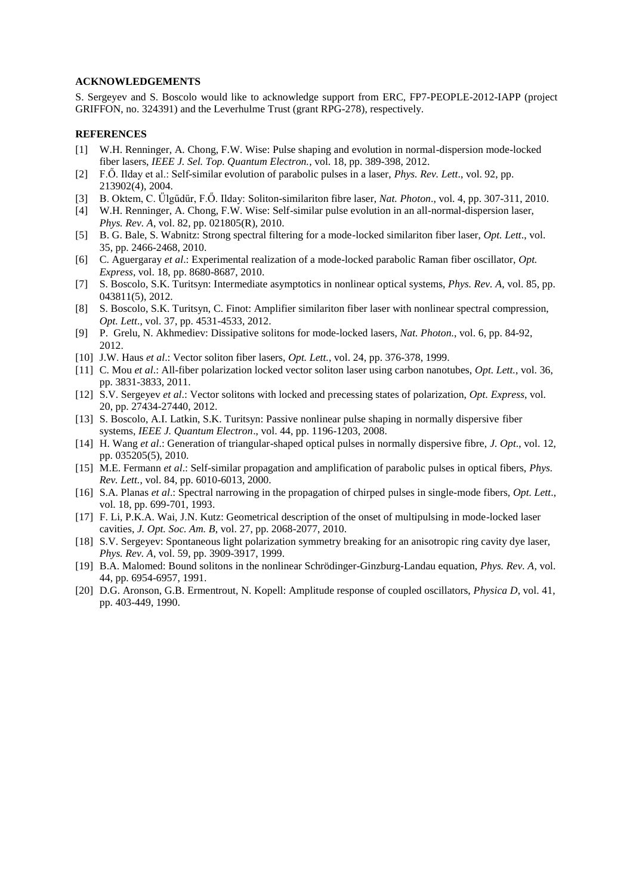## ACKNOWLEDGEMENTS

S. Sergeyev and S. Boscolo would like to acknowledge support from ERC, FP7-PEOPLE-2012-IAPP (project GRIFFON, no. 324391) and the Leverhulme Trust (grant RPG-278), respectively.

## REFERENCES

[1] W.H. Renninger, A. Chong, F.W. Wise: Pulse shaping and evolution in normal-dispersion mode-locked fiber lasers, *IEEE J. Sel. Top. Quantum Electron.*, vol. 18, pp. 389-398, 2012.

[2] F.Ő. Ilday et al.: Self-similar evolution of parabolic pulses in a laser, *Phys. Rev. Lett*., vol. 92, pp. 213902(4), 2004.

[3] B. Oktem, C. Űlgűdűr, F.Ő. Ilday: Soliton-similariton fibre laser, *Nat. Photon*., vol. 4, pp. 307-311, 2010.

[4] W.H. Renninger, A. Chong, F.W. Wise: Self-similar pulse evolution in an all-normal-dispersion laser, *Phys. Rev. A*, vol. 82, pp. 021805(R), 2010.

[5] B. G. Bale, S. Wabnitz: Strong spectral filtering for a mode-locked similariton fiber laser, *Opt. Lett*., vol. 35, pp. 2466-2468, 2010.

[6] C. Aguergaray *et al*.: Experimental realization of a mode-locked parabolic Raman fiber oscillator, *Opt. Express*, vol. 18, pp. 8680-8687, 2010.

[7] S. Boscolo, S.K. Turitsyn: Intermediate asymptotics in nonlinear optical systems, *Phys. Rev. A*, vol. 85, pp. 043811(5), 2012.

[8] S. Boscolo, S.K. Turitsyn, C. Finot: Amplifier similariton fiber laser with nonlinear spectral compression, *Opt. Lett*., vol. 37, pp. 4531-4533, 2012.

[9] P. Grelu, N. Akhmediev: Dissipative solitons for mode-locked lasers, *Nat. Photon*., vol. 6, pp. 84-92, 2012.

[10] J.W. Haus *et al*.: Vector soliton fiber lasers, *Opt. Lett.*, vol. 24, pp. 376-378, 1999.

[11] C. Mou *et al*.: All-fiber polarization locked vector soliton laser using carbon nanotubes, *Opt. Lett.*, vol. 36, pp. 3831-3833, 2011.

[12] S.V. Sergeyev *et al*.: Vector solitons with locked and precessing states of polarization, *Opt. Express*, vol. 20, pp. 27434-27440, 2012.

[13] S. Boscolo, A.I. Latkin, S.K. Turitsyn: Passive nonlinear pulse shaping in normally dispersive fiber systems, *IEEE J. Quantum Electron*., vol. 44, pp. 1196-1203, 2008.

[14] H. Wang *et al*.: Generation of triangular-shaped optical pulses in normally dispersive fibre, *J. Opt*., vol. 12, pp. 035205(5), 2010.

[15] M.E. Fermann *et al*.: Self-similar propagation and amplification of parabolic pulses in optical fibers, *Phys. Rev. Lett.*, vol. 84, pp. 6010-6013, 2000.

[16] S.A. Planas *et al*.: Spectral narrowing in the propagation of chirped pulses in single-mode fibers, *Opt. Lett*., vol. 18, pp. 699-701, 1993.

[17] F. Li, P.K.A. Wai, J.N. Kutz: Geometrical description of the onset of multipulsing in mode-locked laser cavities, *J. Opt. Soc. Am. B*, vol. 27, pp. 2068-2077, 2010.

[18] S.V. Sergeyev: Spontaneous light polarization symmetry breaking for an anisotropic ring cavity dye laser, *Phys. Rev. A*, vol. 59, pp. 3909-3917, 1999.

[19] B.A. Malomed: Bound solitons in the nonlinear Schrödinger-Ginzburg-Landau equation, *Phys. Rev. A*, vol. 44, pp. 6954-6957, 1991.

[20] D.G. Aronson, G.B. Ermentrout, N. Kopell: Amplitude response of coupled oscillators, *Physica D*, vol. 41, pp. 403-449, 1990.